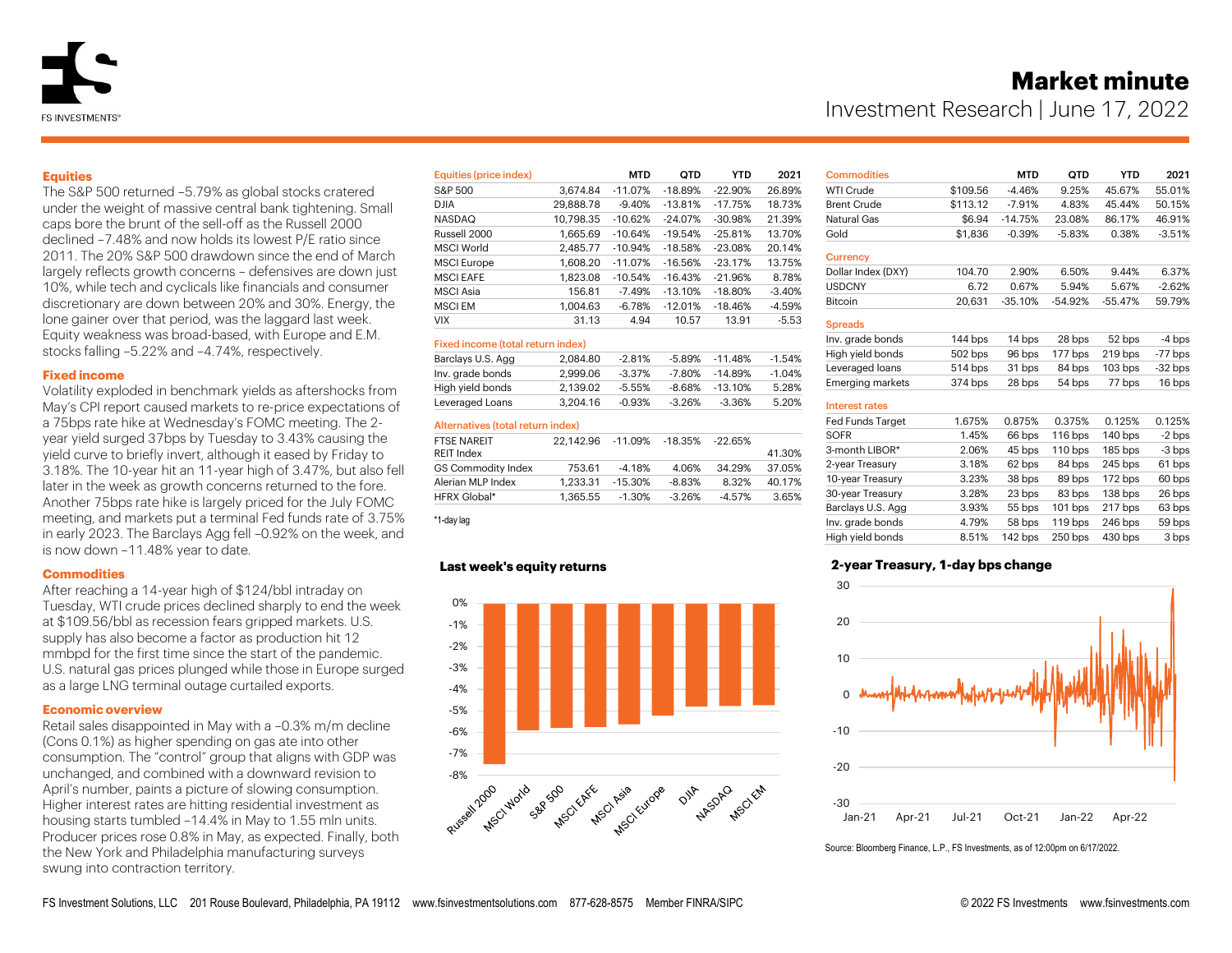# Market minute

Investment Research | June 17, 2022

### Equities

The S&P 500 returned –5.79% as global stocks cratered under the weight of massive central bank tightening. Small caps bore the brunt of the sell-off as the Russell 2000 declined –7.48% and now holds its lowest P/E ratio since 2011. The 20% S&P 500 drawdown since the end of March largely reflects growth concerns – defensives are down just 10%, while tech and cyclicals like financials and consumer discretionary are down between 20% and 30%. Energy, the lone gainer over that period, was the laggard last week. Equity weakness was broad-based, with Europe and E.M. stocks falling –5.22% and –4.74%, respectively.

### Fixed income

Volatility exploded in benchmark yields as aftershocks from May's CPI report caused markets to re-price expectations of a 75bps rate hike at Wednesday's FOMC meeting. The 2-year yield surged 37bps by Tuesday to 3.43% causing the yield curve to briefly invert, although it eased by Friday to 3.18%. The 10-year hit an 11-year high of 3.47%, but also fell later in the week as growth concerns returned to the fore. Another 75bps rate hike is largely priced for the July FOMC meeting, and markets put a terminal Fed funds rate of 3.75% in early 2023. The Barclays Agg fell –0.92% on the week, and is now down –11.48% year to date.

### Commodities

After reaching a 14-year high of $124/bbl intraday on Tuesday, WTI crude prices declined sharply to end the week at $109.56/bbl as recession fears gripped markets. U.S. supply has also become a factor as production hit 12 mmbpd for the first time since the start of the pandemic. U.S. natural gas prices plunged while those in Europe surged as a large LNG terminal outage curtailed exports.

### Economic overview

Retail sales disappointed in May with a –0.3% m/m decline (Cons 0.1%) as higher spending on gas ate into other consumption. The "control" group that aligns with GDP was unchanged, and combined with a downward revision to April's number, paints a picture of slowing consumption. Higher interest rates are hitting residential investment as housing starts tumbled –14.4% in May to 1.55 mln units. Producer prices rose 0.8% in May, as expected. Finally, both the New York and Philadelphia manufacturing surveys swung into contraction territory.

| Equities (price index) | | MTD | QTD | YTD | 2021 |
|---|---|---|---|---|---|
| S&P 500 | 3,674.84 | -11.07% | -18.89% | -22.90% | 26.89% |
| DJIA | 29,888.78 | -9.40% | -13.81% | -17.75% | 18.73% |
| NASDAQ | 10,798.35 | -10.62% | -24.07% | -30.98% | 21.39% |
| Russell 2000 | 1,665.69 | -10.64% | -19.54% | -25.81% | 13.70% |
| MSCI World | 2,485.77 | -10.94% | -18.58% | -23.08% | 20.14% |
| MSCI Europe | 1,608.20 | -11.07% | -16.56% | -23.17% | 13.75% |
| MSCI EAFE | 1,823.08 | -10.54% | -16.43% | -21.96% | 8.78% |
| MSCI Asia | 156.81 | -7.49% | -13.10% | -18.80% | -3.40% |
| MSCI EM | 1,004.63 | -6.78% | -12.01% | -18.46% | -4.59% |
| VIX | 31.13 | 4.94 | 10.57 | 13.91 | -5.53 |
| **Fixed income (total return index)** | | | | | |
| Barclays U.S. Agg | 2,084.80 | -2.81% | -5.89% | -11.48% | -1.54% |
| Inv. grade bonds | 2,999.06 | -3.37% | -7.80% | -14.89% | -1.04% |
| High yield bonds | 2,139.02 | -5.55% | -8.68% | -13.10% | 5.28% |
| Leveraged Loans | 3,204.16 | -0.93% | -3.26% | -3.36% | 5.20% |
| **Alternatives (total return index)** | | | | | |
| FTSE NAREIT REIT Index | 22,142.96 | -11.09% | -18.35% | -22.65% | 41.30% |
| GS Commodity Index | 753.61 | -4.18% | 4.06% | 34.29% | 37.05% |
| Alerian MLP Index | 1,233.31 | -15.30% | -8.83% | 8.32% | 40.17% |
| HFRX Global* | 1,365.55 | -1.30% | -3.26% | -4.57% | 3.65% |

*1-day lag

| Commodities | | MTD | QTD | YTD | 2021 |
|---|---|---|---|---|---|
| WTI Crude | $109.56 | -4.46% | 9.25% | 45.67% | 55.01% |
| Brent Crude | $113.12 | -7.91% | 4.83% | 45.44% | 50.15% |
| Natural Gas | $6.94 | -14.75% | 23.08% | 86.17% | 46.91% |
| Gold | $1,836 | -0.39% | -5.83% | 0.38% | -3.51% |
| **Currency** | | | | | |
| Dollar Index (DXY) | 104.70 | 2.90% | 6.50% | 9.44% | 6.37% |
| USDCNY | 6.72 | 0.67% | 5.94% | 5.67% | -2.62% |
| Bitcoin | 20,631 | -35.10% | -54.92% | -55.47% | 59.79% |
| **Spreads** | | | | | |
| Inv. grade bonds | 144 bps | 14 bps | 28 bps | 52 bps | -4 bps |
| High yield bonds | 502 bps | 96 bps | 177 bps | 219 bps | -77 bps |
| Leveraged loans | 514 bps | 31 bps | 84 bps | 103 bps | -32 bps |
| Emerging markets | 374 bps | 28 bps | 54 bps | 77 bps | 16 bps |
| **Interest rates** | | | | | |
| Fed Funds Target | 1.675% | 0.875% | 0.375% | 0.125% | 0.125% |
| SOFR | 1.45% | 66 bps | 116 bps | 140 bps | -2 bps |
| 3-month LIBOR* | 2.06% | 45 bps | 110 bps | 185 bps | -3 bps |
| 2-year Treasury | 3.18% | 62 bps | 84 bps | 245 bps | 61 bps |
| 10-year Treasury | 3.23% | 38 bps | 89 bps | 172 bps | 60 bps |
| 30-year Treasury | 3.28% | 23 bps | 83 bps | 138 bps | 26 bps |
| Barclays U.S. Agg | 3.93% | 55 bps | 101 bps | 217 bps | 63 bps |
| Inv. grade bonds | 4.79% | 58 bps | 119 bps | 246 bps | 59 bps |
| High yield bonds | 8.51% | 142 bps | 250 bps | 430 bps | 3 bps |

### Last week's equity returns

| Index | Return |
|---|---|
| Russell 2000 | -7.48% |
| MSCI World | ~-5.9% |
| S&P 500 | -5.79% |
| MSCI EAFE | ~-5.8% |
| MSCI Asia | ~-5.6% |
| MSCI Europe | -5.22% |
| DJIA | ~-4.8% |
| NASDAQ | ~-4.8% |
| MSCI EM | -4.74% |

### 2-year Treasury, 1-day bps change

Source: Bloomberg Finance, L.P., FS Investments, as of 12:00pm on 6/17/2022.

FS Investment Solutions, LLC 201 Rouse Boulevard, Philadelphia, PA 19112 www.fsinvestmentsolutions.com 877-628-8575 Member FINRA/SIPC © 2022 FS Investments www.fsinvestments.com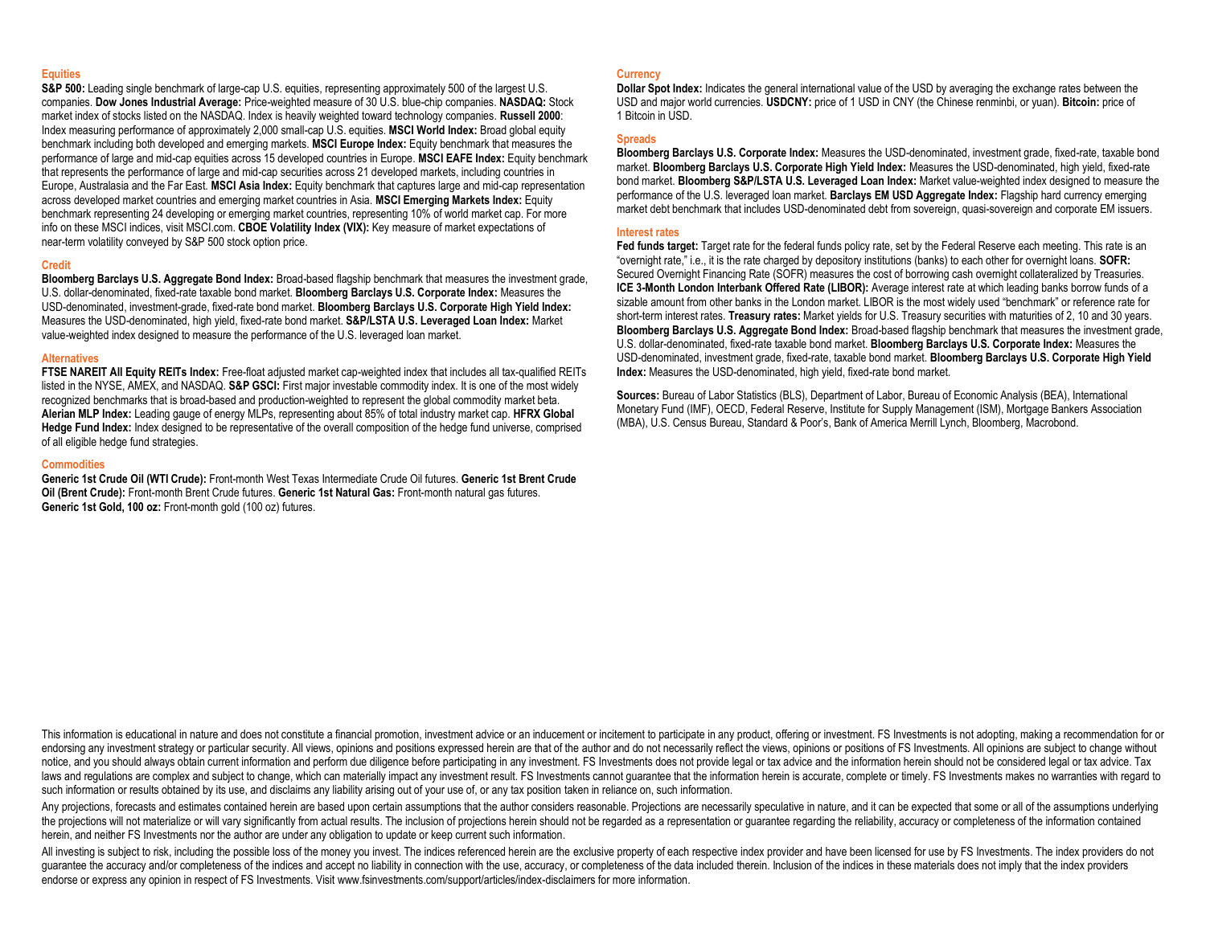## Equities

**S&P 500:** Leading single benchmark of large-cap U.S. equities, representing approximately 500 of the largest U.S. companies. **Dow Jones Industrial Average:** Price-weighted measure of 30 U.S. blue-chip companies. **NASDAQ:** Stock market index of stocks listed on the NASDAQ. Index is heavily weighted toward technology companies. **Russell 2000**: Index measuring performance of approximately 2,000 small-cap U.S. equities. **MSCI World Index:** Broad global equity benchmark including both developed and emerging markets. **MSCI Europe Index:** Equity benchmark that measures the performance of large and mid-cap equities across 15 developed countries in Europe. **MSCI EAFE Index:** Equity benchmark that represents the performance of large and mid-cap securities across 21 developed markets, including countries in Europe, Australasia and the Far East. **MSCI Asia Index:** Equity benchmark that captures large and mid-cap representation across developed market countries and emerging market countries in Asia. **MSCI Emerging Markets Index:** Equity benchmark representing 24 developing or emerging market countries, representing 10% of world market cap. For more info on these MSCI indices, visit MSCI.com. **CBOE Volatility Index (VIX):** Key measure of market expectations of near-term volatility conveyed by S&P 500 stock option price.

## Credit

**Bloomberg Barclays U.S. Aggregate Bond Index:** Broad-based flagship benchmark that measures the investment grade, U.S. dollar-denominated, fixed-rate taxable bond market. **Bloomberg Barclays U.S. Corporate Index:** Measures the USD-denominated, investment-grade, fixed-rate bond market. **Bloomberg Barclays U.S. Corporate High Yield Index:** Measures the USD-denominated, high yield, fixed-rate bond market. **S&P/LSTA U.S. Leveraged Loan Index:** Market value-weighted index designed to measure the performance of the U.S. leveraged loan market.

## Alternatives

**FTSE NAREIT All Equity REITs Index:** Free-float adjusted market cap-weighted index that includes all tax-qualified REITs listed in the NYSE, AMEX, and NASDAQ. **S&P GSCI:** First major investable commodity index. It is one of the most widely recognized benchmarks that is broad-based and production-weighted to represent the global commodity market beta. **Alerian MLP Index:** Leading gauge of energy MLPs, representing about 85% of total industry market cap. **HFRX Global Hedge Fund Index:** Index designed to be representative of the overall composition of the hedge fund universe, comprised of all eligible hedge fund strategies.

## Commodities

**Generic 1st Crude Oil (WTI Crude):** Front-month West Texas Intermediate Crude Oil futures. **Generic 1st Brent Crude Oil (Brent Crude):** Front-month Brent Crude futures. **Generic 1st Natural Gas:** Front-month natural gas futures. **Generic 1st Gold, 100 oz:** Front-month gold (100 oz) futures.

## Currency

**Dollar Spot Index:** Indicates the general international value of the USD by averaging the exchange rates between the USD and major world currencies. **USDCNY:** price of 1 USD in CNY (the Chinese renminbi, or yuan). **Bitcoin:** price of 1 Bitcoin in USD.

## Spreads

**Bloomberg Barclays U.S. Corporate Index:** Measures the USD-denominated, investment grade, fixed-rate, taxable bond market. **Bloomberg Barclays U.S. Corporate High Yield Index:** Measures the USD-denominated, high yield, fixed-rate bond market. **Bloomberg S&P/LSTA U.S. Leveraged Loan Index:** Market value-weighted index designed to measure the performance of the U.S. leveraged loan market. **Barclays EM USD Aggregate Index:** Flagship hard currency emerging market debt benchmark that includes USD-denominated debt from sovereign, quasi-sovereign and corporate EM issuers.

## Interest rates

**Fed funds target:** Target rate for the federal funds policy rate, set by the Federal Reserve each meeting. This rate is an "overnight rate," i.e., it is the rate charged by depository institutions (banks) to each other for overnight loans. **SOFR:** Secured Overnight Financing Rate (SOFR) measures the cost of borrowing cash overnight collateralized by Treasuries. **ICE 3-Month London Interbank Offered Rate (LIBOR):** Average interest rate at which leading banks borrow funds of a sizable amount from other banks in the London market. LIBOR is the most widely used "benchmark" or reference rate for short-term interest rates. **Treasury rates:** Market yields for U.S. Treasury securities with maturities of 2, 10 and 30 years. **Bloomberg Barclays U.S. Aggregate Bond Index:** Broad-based flagship benchmark that measures the investment grade, U.S. dollar-denominated, fixed-rate taxable bond market. **Bloomberg Barclays U.S. Corporate Index:** Measures the USD-denominated, investment grade, fixed-rate, taxable bond market. **Bloomberg Barclays U.S. Corporate High Yield Index:** Measures the USD-denominated, high yield, fixed-rate bond market.

**Sources:** Bureau of Labor Statistics (BLS), Department of Labor, Bureau of Economic Analysis (BEA), International Monetary Fund (IMF), OECD, Federal Reserve, Institute for Supply Management (ISM), Mortgage Bankers Association (MBA), U.S. Census Bureau, Standard & Poor's, Bank of America Merrill Lynch, Bloomberg, Macrobond.

This information is educational in nature and does not constitute a financial promotion, investment advice or an inducement or incitement to participate in any product, offering or investment. FS Investments is not adopting, making a recommendation for or endorsing any investment strategy or particular security. All views, opinions and positions expressed herein are that of the author and do not necessarily reflect the views, opinions or positions of FS Investments. All opinions are subject to change without notice, and you should always obtain current information and perform due diligence before participating in any investment. FS Investments does not provide legal or tax advice and the information herein should not be considered legal or tax advice. Tax laws and regulations are complex and subject to change, which can materially impact any investment result. FS Investments cannot guarantee that the information herein is accurate, complete or timely. FS Investments makes no warranties with regard to such information or results obtained by its use, and disclaims any liability arising out of your use of, or any tax position taken in reliance on, such information.

Any projections, forecasts and estimates contained herein are based upon certain assumptions that the author considers reasonable. Projections are necessarily speculative in nature, and it can be expected that some or all of the assumptions underlying the projections will not materialize or will vary significantly from actual results. The inclusion of projections herein should not be regarded as a representation or guarantee regarding the reliability, accuracy or completeness of the information contained herein, and neither FS Investments nor the author are under any obligation to update or keep current such information.

All investing is subject to risk, including the possible loss of the money you invest. The indices referenced herein are the exclusive property of each respective index provider and have been licensed for use by FS Investments. The index providers do not guarantee the accuracy and/or completeness of the indices and accept no liability in connection with the use, accuracy, or completeness of the data included therein. Inclusion of the indices in these materials does not imply that the index providers endorse or express any opinion in respect of FS Investments. Visit www.fsinvestments.com/support/articles/index-disclaimers for more information.